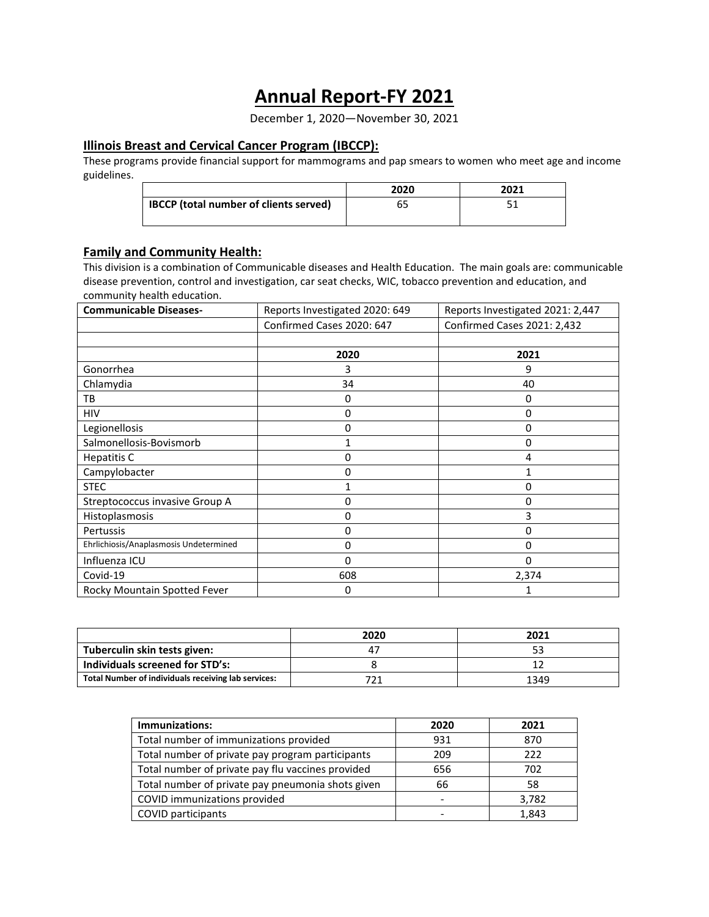# Annual Report-FY 2021

December 1, 2020—November 30, 2021

## Illinois Breast and Cervical Cancer Program (IBCCP):

These programs provide financial support for mammograms and pap smears to women who meet age and income guidelines.

| | 2020 | 2021 |
|---|---|---|
| **IBCCP (total number of clients served)** | 65 | 51 |

## Family and Community Health:

This division is a combination of Communicable diseases and Health Education. The main goals are: communicable disease prevention, control and investigation, car seat checks, WIC, tobacco prevention and education, and community health education.

| **Communicable Diseases-** | Reports Investigated 2020: 649 | Reports Investigated 2021: 2,447 |
|---|---|---|
| | Confirmed Cases 2020: 647 | Confirmed Cases 2021: 2,432 |
| | | |
| | **2020** | **2021** |
| Gonorrhea | 3 | 9 |
| Chlamydia | 34 | 40 |
| TB | 0 | 0 |
| HIV | 0 | 0 |
| Legionellosis | 0 | 0 |
| Salmonellosis-Bovismorb | 1 | 0 |
| Hepatitis C | 0 | 4 |
| Campylobacter | 0 | 1 |
| STEC | 1 | 0 |
| Streptococcus invasive Group A | 0 | 0 |
| Histoplasmosis | 0 | 3 |
| Pertussis | 0 | 0 |
| Ehrlichiosis/Anaplasmosis Undetermined | 0 | 0 |
| Influenza ICU | 0 | 0 |
| Covid-19 | 608 | 2,374 |
| Rocky Mountain Spotted Fever | 0 | 1 |

| | 2020 | 2021 |
|---|---|---|
| **Tuberculin skin tests given:** | 47 | 53 |
| **Individuals screened for STD's:** | 8 | 12 |
| **Total Number of individuals receiving lab services:** | 721 | 1349 |

| **Immunizations:** | **2020** | **2021** |
|---|---|---|
| Total number of immunizations provided | 931 | 870 |
| Total number of private pay program participants | 209 | 222 |
| Total number of private pay flu vaccines provided | 656 | 702 |
| Total number of private pay pneumonia shots given | 66 | 58 |
| COVID immunizations provided | - | 3,782 |
| COVID participants | - | 1,843 |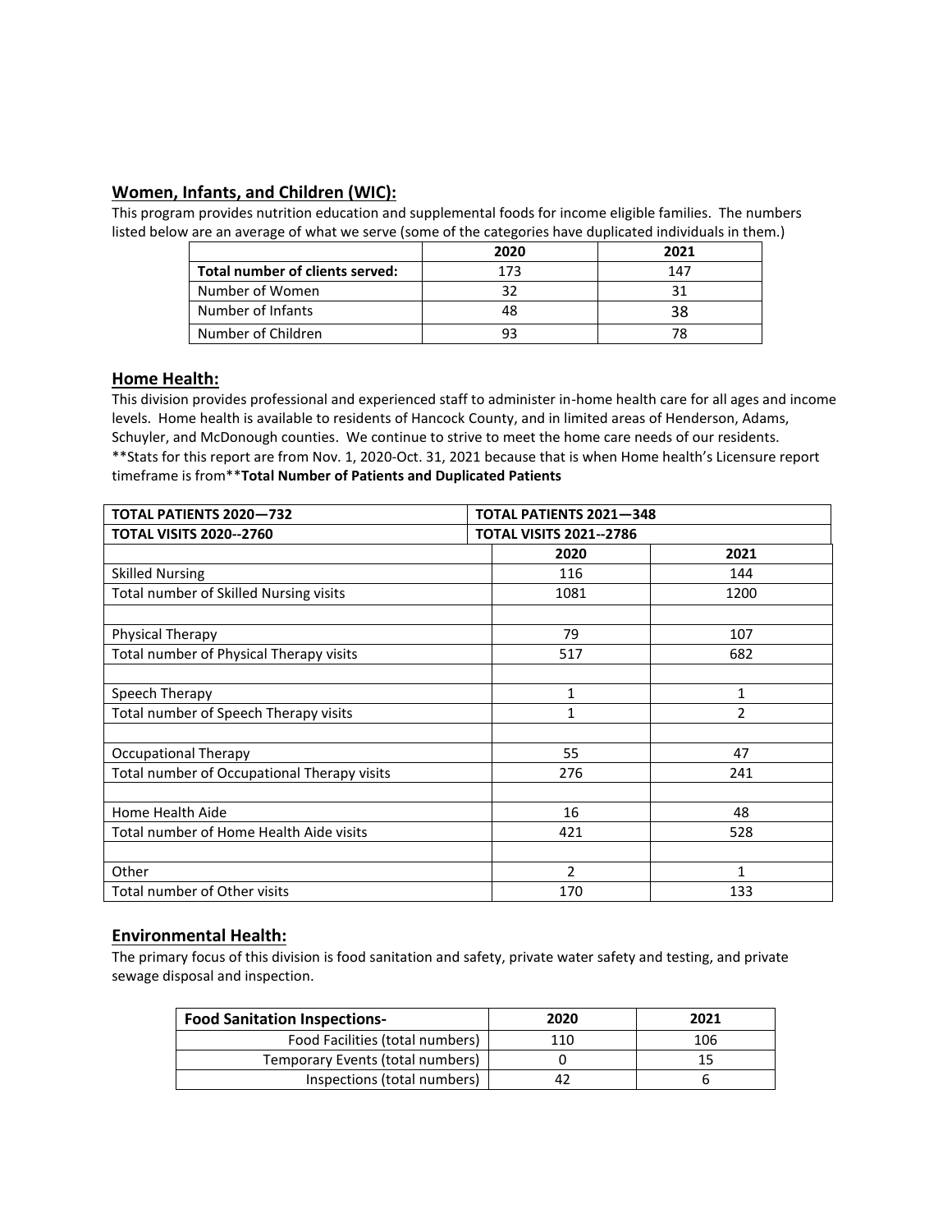## Women, Infants, and Children (WIC):

This program provides nutrition education and supplemental foods for income eligible families. The numbers listed below are an average of what we serve (some of the categories have duplicated individuals in them.)

| | 2020 | 2021 |
|---|---|---|
| **Total number of clients served:** | 173 | 147 |
| Number of Women | 32 | 31 |
| Number of Infants | 48 | 38 |
| Number of Children | 93 | 78 |

## Home Health:

This division provides professional and experienced staff to administer in-home health care for all ages and income levels. Home health is available to residents of Hancock County, and in limited areas of Henderson, Adams, Schuyler, and McDonough counties. We continue to strive to meet the home care needs of our residents. **Stats for this report are from Nov. 1, 2020-Oct. 31, 2021 because that is when Home health's Licensure report timeframe is from****Total Number of Patients and Duplicated Patients**

| **TOTAL PATIENTS 2020—732** | **TOTAL PATIENTS 2021—348** | |
|---|---|---|
| **TOTAL VISITS 2020--2760** | **TOTAL VISITS 2021--2786** | |
| | **2020** | **2021** |
| Skilled Nursing | 116 | 144 |
| Total number of Skilled Nursing visits | 1081 | 1200 |
| | | |
| Physical Therapy | 79 | 107 |
| Total number of Physical Therapy visits | 517 | 682 |
| | | |
| Speech Therapy | 1 | 1 |
| Total number of Speech Therapy visits | 1 | 2 |
| | | |
| Occupational Therapy | 55 | 47 |
| Total number of Occupational Therapy visits | 276 | 241 |
| | | |
| Home Health Aide | 16 | 48 |
| Total number of Home Health Aide visits | 421 | 528 |
| | | |
| Other | 2 | 1 |
| Total number of Other visits | 170 | 133 |

## Environmental Health:

The primary focus of this division is food sanitation and safety, private water safety and testing, and private sewage disposal and inspection.

| **Food Sanitation Inspections-** | **2020** | **2021** |
|---|---|---|
| Food Facilities (total numbers) | 110 | 106 |
| Temporary Events (total numbers) | 0 | 15 |
| Inspections (total numbers) | 42 | 6 |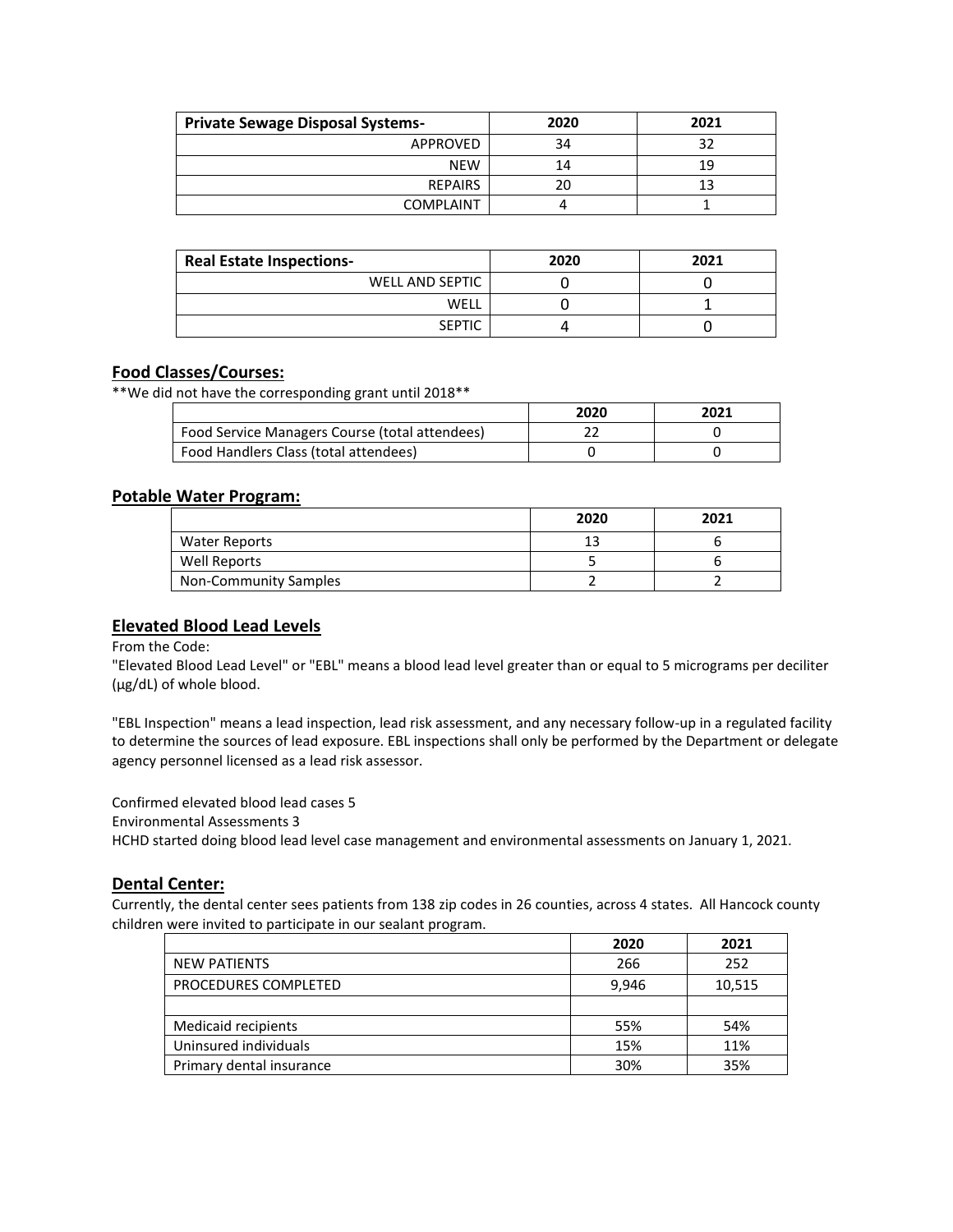| Private Sewage Disposal Systems- | 2020 | 2021 |
|---:|:---:|:---:|
| APPROVED | 34 | 32 |
| NEW | 14 | 19 |
| REPAIRS | 20 | 13 |
| COMPLAINT | 4 | 1 |

| Real Estate Inspections- | 2020 | 2021 |
|---:|:---:|:---:|
| WELL AND SEPTIC | 0 | 0 |
| WELL | 0 | 1 |
| SEPTIC | 4 | 0 |

## Food Classes/Courses:

**We did not have the corresponding grant until 2018**

| | 2020 | 2021 |
|---|:---:|:---:|
| Food Service Managers Course (total attendees) | 22 | 0 |
| Food Handlers Class (total attendees) | 0 | 0 |

## Potable Water Program:

| | 2020 | 2021 |
|---|:---:|:---:|
| Water Reports | 13 | 6 |
| Well Reports | 5 | 6 |
| Non-Community Samples | 2 | 2 |

## Elevated Blood Lead Levels

From the Code:

"Elevated Blood Lead Level" or "EBL" means a blood lead level greater than or equal to 5 micrograms per deciliter (µg/dL) of whole blood.

"EBL Inspection" means a lead inspection, lead risk assessment, and any necessary follow-up in a regulated facility to determine the sources of lead exposure. EBL inspections shall only be performed by the Department or delegate agency personnel licensed as a lead risk assessor.

Confirmed elevated blood lead cases 5

Environmental Assessments 3

HCHD started doing blood lead level case management and environmental assessments on January 1, 2021.

## Dental Center:

Currently, the dental center sees patients from 138 zip codes in 26 counties, across 4 states. All Hancock county children were invited to participate in our sealant program.

| | 2020 | 2021 |
|---|:---:|:---:|
| NEW PATIENTS | 266 | 252 |
| PROCEDURES COMPLETED | 9,946 | 10,515 |
| | | |
| Medicaid recipients | 55% | 54% |
| Uninsured individuals | 15% | 11% |
| Primary dental insurance | 30% | 35% |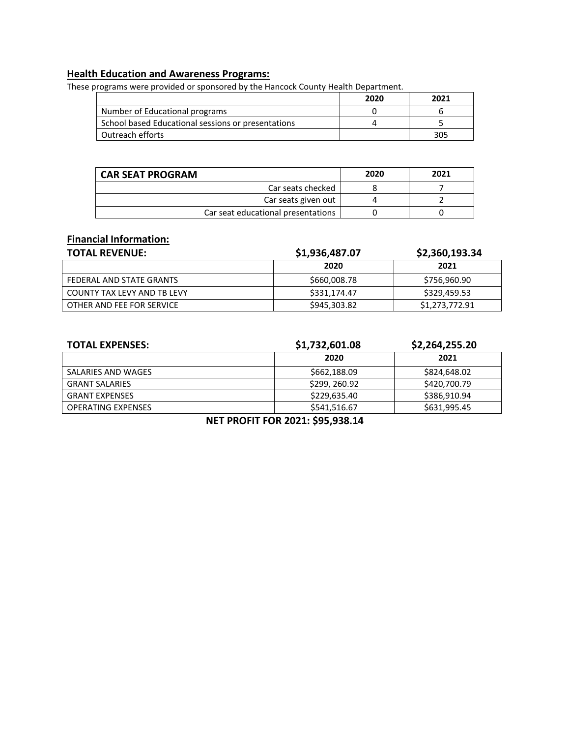## Health Education and Awareness Programs:

These programs were provided or sponsored by the Hancock County Health Department.

| | 2020 | 2021 |
|---|---|---|
| Number of Educational programs | 0 | 6 |
| School based Educational sessions or presentations | 4 | 5 |
| Outreach efforts | | 305 |

| CAR SEAT PROGRAM | 2020 | 2021 |
|---|---|---|
| Car seats checked | 8 | 7 |
| Car seats given out | 4 | 2 |
| Car seat educational presentations | 0 | 0 |

## Financial Information:

| TOTAL REVENUE: | $1,936,487.07 | $2,360,193.34 |
|---|---|---|
| | 2020 | 2021 |
| FEDERAL AND STATE GRANTS | $660,008.78 | $756,960.90 |
| COUNTY TAX LEVY AND TB LEVY | $331,174.47 | $329,459.53 |
| OTHER AND FEE FOR SERVICE | $945,303.82 | $1,273,772.91 |

| TOTAL EXPENSES: | $1,732,601.08 | $2,264,255.20 |
|---|---|---|
| | 2020 | 2021 |
| SALARIES AND WAGES | $662,188.09 | $824,648.02 |
| GRANT SALARIES | $299, 260.92 | $420,700.79 |
| GRANT EXPENSES | $229,635.40 | $386,910.94 |
| OPERATING EXPENSES | $541,516.67 | $631,995.45 |

**NET PROFIT FOR 2021: $95,938.14**